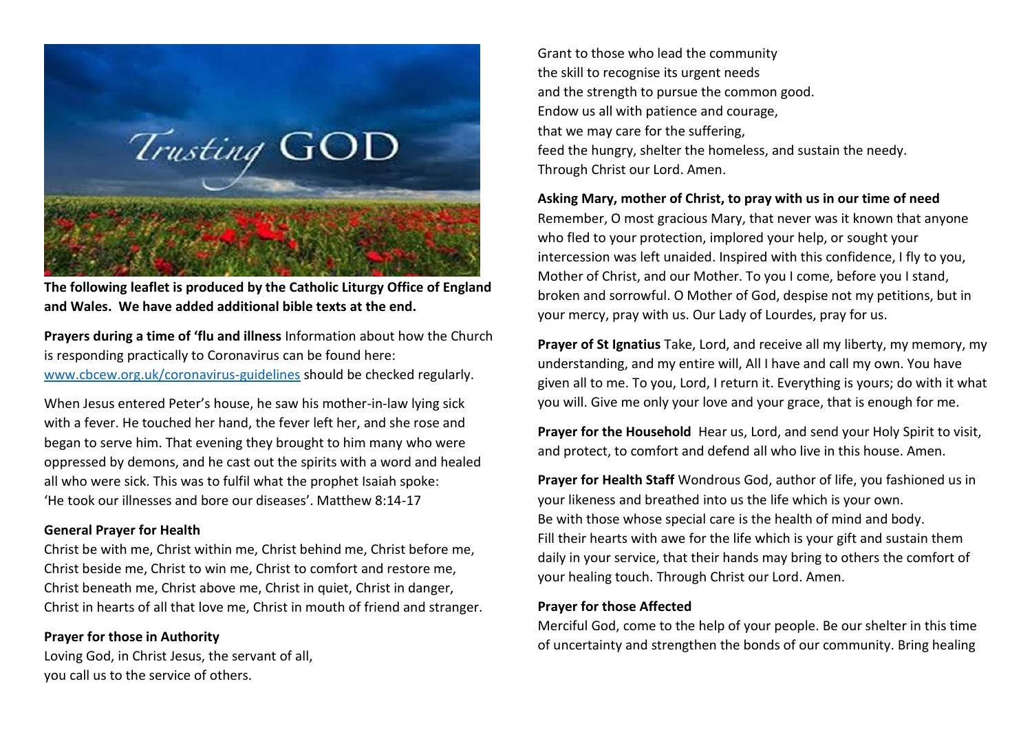**The following leaflet is produced by the Catholic Liturgy Office of England and Wales. We have added additional bible texts at the end.**

**Prayers during a time of 'flu and illness** Information about how the Church is responding practically to Coronavirus can be found here: www.cbcew.org.uk/coronavirus-guidelines should be checked regularly.

When Jesus entered Peter's house, he saw his mother-in-law lying sick with a fever. He touched her hand, the fever left her, and she rose and began to serve him. That evening they brought to him many who were oppressed by demons, and he cast out the spirits with a word and healed all who were sick. This was to fulfil what the prophet Isaiah spoke: 'He took our illnesses and bore our diseases'. Matthew 8:14-17

**General Prayer for Health**
Christ be with me, Christ within me, Christ behind me, Christ before me, Christ beside me, Christ to win me, Christ to comfort and restore me, Christ beneath me, Christ above me, Christ in quiet, Christ in danger, Christ in hearts of all that love me, Christ in mouth of friend and stranger.

**Prayer for those in Authority**
Loving God, in Christ Jesus, the servant of all,
you call us to the service of others.
Grant to those who lead the community
the skill to recognise its urgent needs
and the strength to pursue the common good.
Endow us all with patience and courage,
that we may care for the suffering,
feed the hungry, shelter the homeless, and sustain the needy.
Through Christ our Lord. Amen.

**Asking Mary, mother of Christ, to pray with us in our time of need**
Remember, O most gracious Mary, that never was it known that anyone who fled to your protection, implored your help, or sought your intercession was left unaided. Inspired with this confidence, I fly to you, Mother of Christ, and our Mother. To you I come, before you I stand, broken and sorrowful. O Mother of God, despise not my petitions, but in your mercy, pray with us. Our Lady of Lourdes, pray for us.

**Prayer of St Ignatius** Take, Lord, and receive all my liberty, my memory, my understanding, and my entire will, All I have and call my own. You have given all to me. To you, Lord, I return it. Everything is yours; do with it what you will. Give me only your love and your grace, that is enough for me.

**Prayer for the Household** Hear us, Lord, and send your Holy Spirit to visit, and protect, to comfort and defend all who live in this house. Amen.

**Prayer for Health Staff** Wondrous God, author of life, you fashioned us in your likeness and breathed into us the life which is your own.
Be with those whose special care is the health of mind and body.
Fill their hearts with awe for the life which is your gift and sustain them daily in your service, that their hands may bring to others the comfort of your healing touch. Through Christ our Lord. Amen.

**Prayer for those Affected**
Merciful God, come to the help of your people. Be our shelter in this time of uncertainty and strengthen the bonds of our community. Bring healing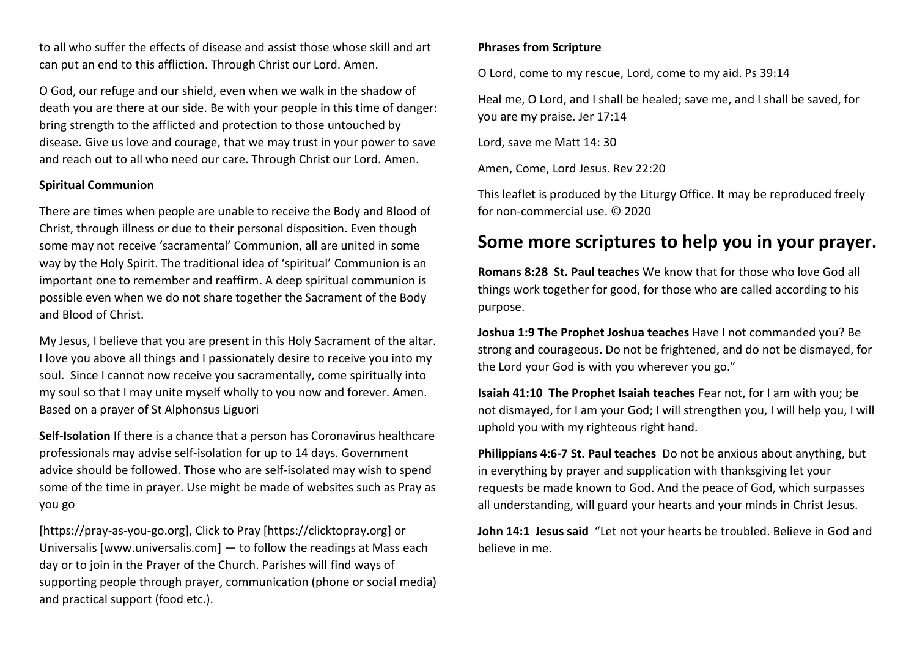to all who suffer the effects of disease and assist those whose skill and art can put an end to this affliction. Through Christ our Lord. Amen.

O God, our refuge and our shield, even when we walk in the shadow of death you are there at our side. Be with your people in this time of danger: bring strength to the afflicted and protection to those untouched by disease. Give us love and courage, that we may trust in your power to save and reach out to all who need our care. Through Christ our Lord. Amen.

**Spiritual Communion**

There are times when people are unable to receive the Body and Blood of Christ, through illness or due to their personal disposition. Even though some may not receive 'sacramental' Communion, all are united in some way by the Holy Spirit. The traditional idea of 'spiritual' Communion is an important one to remember and reaffirm. A deep spiritual communion is possible even when we do not share together the Sacrament of the Body and Blood of Christ.

My Jesus, I believe that you are present in this Holy Sacrament of the altar. I love you above all things and I passionately desire to receive you into my soul. Since I cannot now receive you sacramentally, come spiritually into my soul so that I may unite myself wholly to you now and forever. Amen. Based on a prayer of St Alphonsus Liguori

**Self-Isolation** If there is a chance that a person has Coronavirus healthcare professionals may advise self-isolation for up to 14 days. Government advice should be followed. Those who are self-isolated may wish to spend some of the time in prayer. Use might be made of websites such as Pray as you go

[https://pray-as-you-go.org], Click to Pray [https://clicktopray.org] or Universalis [www.universalis.com] — to follow the readings at Mass each day or to join in the Prayer of the Church. Parishes will find ways of supporting people through prayer, communication (phone or social media) and practical support (food etc.).

**Phrases from Scripture**

O Lord, come to my rescue, Lord, come to my aid. Ps 39:14

Heal me, O Lord, and I shall be healed; save me, and I shall be saved, for you are my praise. Jer 17:14

Lord, save me Matt 14: 30

Amen, Come, Lord Jesus. Rev 22:20

This leaflet is produced by the Liturgy Office. It may be reproduced freely for non-commercial use. © 2020

## Some more scriptures to help you in your prayer.

**Romans 8:28 St. Paul teaches** We know that for those who love God all things work together for good, for those who are called according to his purpose.

**Joshua 1:9 The Prophet Joshua teaches** Have I not commanded you? Be strong and courageous. Do not be frightened, and do not be dismayed, for the Lord your God is with you wherever you go."

**Isaiah 41:10 The Prophet Isaiah teaches** Fear not, for I am with you; be not dismayed, for I am your God; I will strengthen you, I will help you, I will uphold you with my righteous right hand.

**Philippians 4:6-7 St. Paul teaches** Do not be anxious about anything, but in everything by prayer and supplication with thanksgiving let your requests be made known to God. And the peace of God, which surpasses all understanding, will guard your hearts and your minds in Christ Jesus.

**John 14:1 Jesus said** "Let not your hearts be troubled. Believe in God and believe in me.